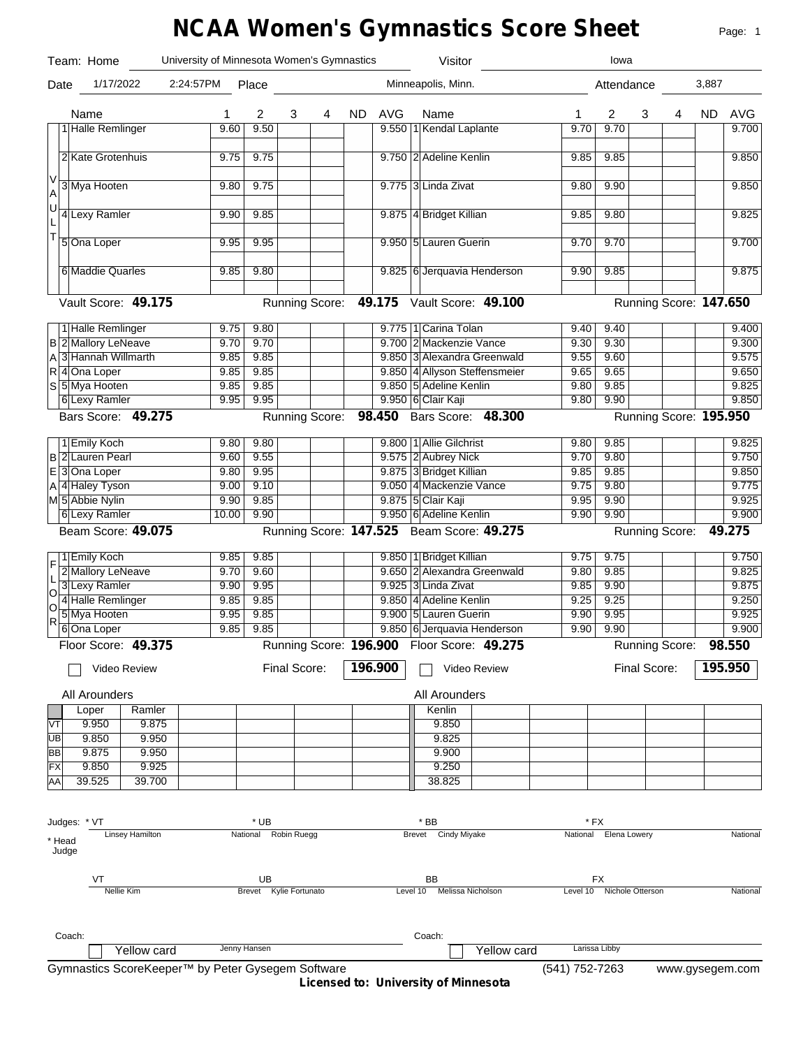# NCAA Women's Gymnastics Score Sheet

Team: Home — University of Minnesota Women's Gymnastics | Visitor — Iowa

Date: 1/17/2022 2:24:57PM | Place: Minneapolis, Minn. | Attendance: 3,887

## Vault

| | Name | 1 | 2 | 3 | 4 | ND | AVG | | Name | 1 | 2 | 3 | 4 | ND | AVG |
|---|---|---|---|---|---|---|---|---|---|---|---|---|---|---|---|
| 1 | Halle Remlinger | 9.60 | 9.50 | | | | 9.550 | 1 | Kendal Laplante | 9.70 | 9.70 | | | | 9.700 |
| 2 | Kate Grotenhuis | 9.75 | 9.75 | | | | 9.750 | 2 | Adeline Kenlin | 9.85 | 9.85 | | | | 9.850 |
| 3 | Mya Hooten | 9.80 | 9.75 | | | | 9.775 | 3 | Linda Zivat | 9.80 | 9.90 | | | | 9.850 |
| 4 | Lexy Ramler | 9.90 | 9.85 | | | | 9.875 | 4 | Bridget Killian | 9.85 | 9.80 | | | | 9.825 |
| 5 | Ona Loper | 9.95 | 9.95 | | | | 9.950 | 5 | Lauren Guerin | 9.70 | 9.70 | | | | 9.700 |
| 6 | Maddie Quarles | 9.85 | 9.80 | | | | 9.825 | 6 | Jerquavia Henderson | 9.90 | 9.85 | | | | 9.875 |

Vault Score: **49.175** Running Score: **49.175** | Vault Score: **49.100** Running Score: **147.650**

## Bars

| | Name | 1 | 2 | 3 | 4 | ND | AVG | | Name | 1 | 2 | 3 | 4 | ND | AVG |
|---|---|---|---|---|---|---|---|---|---|---|---|---|---|---|---|
| 1 | Halle Remlinger | 9.75 | 9.80 | | | | 9.775 | 1 | Carina Tolan | 9.40 | 9.40 | | | | 9.400 |
| 2 | Mallory LeNeave | 9.70 | 9.70 | | | | 9.700 | 2 | Mackenzie Vance | 9.30 | 9.30 | | | | 9.300 |
| 3 | Hannah Willmarth | 9.85 | 9.85 | | | | 9.850 | 3 | Alexandra Greenwald | 9.55 | 9.60 | | | | 9.575 |
| 4 | Ona Loper | 9.85 | 9.85 | | | | 9.850 | 4 | Allyson Steffensmeier | 9.65 | 9.65 | | | | 9.650 |
| 5 | Mya Hooten | 9.85 | 9.85 | | | | 9.850 | 5 | Adeline Kenlin | 9.80 | 9.85 | | | | 9.825 |
| 6 | Lexy Ramler | 9.95 | 9.95 | | | | 9.950 | 6 | Clair Kaji | 9.80 | 9.90 | | | | 9.850 |

Bars Score: **49.275** Running Score: **98.450** | Bars Score: **48.300** Running Score: **195.950**

## Beam

| | Name | 1 | 2 | 3 | 4 | ND | AVG | | Name | 1 | 2 | 3 | 4 | ND | AVG |
|---|---|---|---|---|---|---|---|---|---|---|---|---|---|---|---|
| 1 | Emily Koch | 9.80 | 9.80 | | | | 9.800 | 1 | Allie Gilchrist | 9.80 | 9.85 | | | | 9.825 |
| 2 | Lauren Pearl | 9.60 | 9.55 | | | | 9.575 | 2 | Aubrey Nick | 9.70 | 9.80 | | | | 9.750 |
| 3 | Ona Loper | 9.80 | 9.95 | | | | 9.875 | 3 | Bridget Killian | 9.85 | 9.85 | | | | 9.850 |
| 4 | Haley Tyson | 9.00 | 9.10 | | | | 9.050 | 4 | Mackenzie Vance | 9.75 | 9.80 | | | | 9.775 |
| 5 | Abbie Nylin | 9.90 | 9.85 | | | | 9.875 | 5 | Clair Kaji | 9.95 | 9.90 | | | | 9.925 |
| 6 | Lexy Ramler | 10.00 | 9.90 | | | | 9.950 | 6 | Adeline Kenlin | 9.90 | 9.90 | | | | 9.900 |

Beam Score: **49.075** Running Score: **147.525** | Beam Score: **49.275** Running Score: **49.275**

## Floor

| | Name | 1 | 2 | 3 | 4 | ND | AVG | | Name | 1 | 2 | 3 | 4 | ND | AVG |
|---|---|---|---|---|---|---|---|---|---|---|---|---|---|---|---|
| 1 | Emily Koch | 9.85 | 9.85 | | | | 9.850 | 1 | Bridget Killian | 9.75 | 9.75 | | | | 9.750 |
| 2 | Mallory LeNeave | 9.70 | 9.60 | | | | 9.650 | 2 | Alexandra Greenwald | 9.80 | 9.85 | | | | 9.825 |
| 3 | Lexy Ramler | 9.90 | 9.95 | | | | 9.925 | 3 | Linda Zivat | 9.85 | 9.90 | | | | 9.875 |
| 4 | Halle Remlinger | 9.85 | 9.85 | | | | 9.850 | 4 | Adeline Kenlin | 9.25 | 9.25 | | | | 9.250 |
| 5 | Mya Hooten | 9.95 | 9.85 | | | | 9.900 | 5 | Lauren Guerin | 9.90 | 9.95 | | | | 9.925 |
| 6 | Ona Loper | 9.85 | 9.85 | | | | 9.850 | 6 | Jerquavia Henderson | 9.90 | 9.90 | | | | 9.900 |

Floor Score: **49.375** Running Score: **196.900** | Floor Score: **49.275** Running Score: **98.550**

☐ Video Review — Final Score: **196.900** | ☐ Video Review — Final Score: **195.950**

## All Arounders

| | Loper | Ramler | | Kenlin |
|---|---|---|---|---|
| VT | 9.950 | 9.875 | | 9.850 |
| UB | 9.850 | 9.950 | | 9.825 |
| BB | 9.875 | 9.950 | | 9.900 |
| FX | 9.850 | 9.925 | | 9.250 |
| AA | 39.525 | 39.700 | | 38.825 |

## Judges

\* Head Judge

| * VT | * UB | * BB | * FX |
|---|---|---|---|
| Linsey Hamilton — National | Robin Ruegg — Brevet | Cindy Miyake — National | Elena Lowery — National |

| VT | UB | BB | FX |
|---|---|---|---|
| Nellie Kim — Brevet | Kylie Fortunato — Level 10 | Melissa Nicholson — Level 10 | Nichole Otterson — National |

Coach: Jenny Hansen ☐ Yellow card | Coach: Larissa Libby ☐ Yellow card

Gymnastics ScoreKeeper™ by Peter Gysegem Software (541) 752-7263 www.gysegem.com

**Licensed to: University of Minnesota**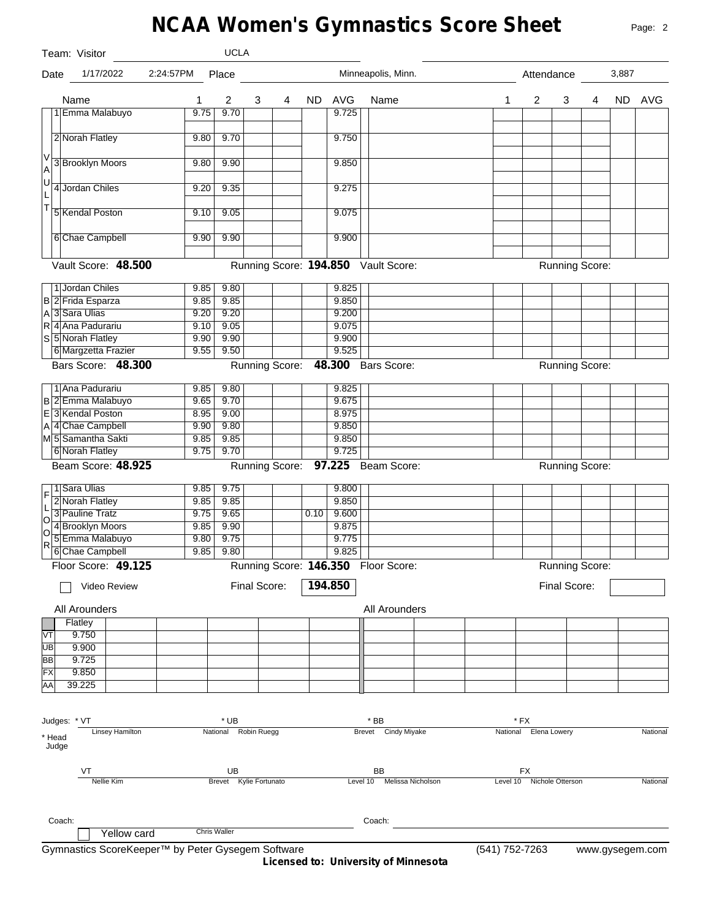# NCAA Women's Gymnastics Score Sheet

Team: Visitor — UCLA

Date: 1/17/2022 2:24:57PM — Place: Minneapolis, Minn. — Attendance: 3,887

## Vault

| # | Name | 1 | 2 | 3 | 4 | ND | AVG |
|---|---|---|---|---|---|---|---|
| 1 | Emma Malabuyo | 9.75 | 9.70 | | | | 9.725 |
| 2 | Norah Flatley | 9.80 | 9.70 | | | | 9.750 |
| 3 | Brooklyn Moors | 9.80 | 9.90 | | | | 9.850 |
| 4 | Jordan Chiles | 9.20 | 9.35 | | | | 9.275 |
| 5 | Kendal Poston | 9.10 | 9.05 | | | | 9.075 |
| 6 | Chae Campbell | 9.90 | 9.90 | | | | 9.900 |

Vault Score: **48.500** — Running Score: **194.850**

## Bars

| # | Name | 1 | 2 | 3 | 4 | ND | AVG |
|---|---|---|---|---|---|---|---|
| 1 | Jordan Chiles | 9.85 | 9.80 | | | | 9.825 |
| 2 | Frida Esparza | 9.85 | 9.85 | | | | 9.850 |
| 3 | Sara Ulias | 9.20 | 9.20 | | | | 9.200 |
| 4 | Ana Padurariu | 9.10 | 9.05 | | | | 9.075 |
| 5 | Norah Flatley | 9.90 | 9.90 | | | | 9.900 |
| 6 | Margzetta Frazier | 9.55 | 9.50 | | | | 9.525 |

Bars Score: **48.300** — Running Score: **48.300**

## Beam

| # | Name | 1 | 2 | 3 | 4 | ND | AVG |
|---|---|---|---|---|---|---|---|
| 1 | Ana Padurariu | 9.85 | 9.80 | | | | 9.825 |
| 2 | Emma Malabuyo | 9.65 | 9.70 | | | | 9.675 |
| 3 | Kendal Poston | 8.95 | 9.00 | | | | 8.975 |
| 4 | Chae Campbell | 9.90 | 9.80 | | | | 9.850 |
| 5 | Samantha Sakti | 9.85 | 9.85 | | | | 9.850 |
| 6 | Norah Flatley | 9.75 | 9.70 | | | | 9.725 |

Beam Score: **48.925** — Running Score: **97.225**

## Floor

| # | Name | 1 | 2 | 3 | 4 | ND | AVG |
|---|---|---|---|---|---|---|---|
| 1 | Sara Ulias | 9.85 | 9.75 | | | | 9.800 |
| 2 | Norah Flatley | 9.85 | 9.85 | | | | 9.850 |
| 3 | Pauline Tratz | 9.75 | 9.65 | | | 0.10 | 9.600 |
| 4 | Brooklyn Moors | 9.85 | 9.90 | | | | 9.875 |
| 5 | Emma Malabuyo | 9.80 | 9.75 | | | | 9.775 |
| 6 | Chae Campbell | 9.85 | 9.80 | | | | 9.825 |

Floor Score: **49.125** — Running Score: **146.350**

☐ Video Review

Final Score: **194.850**

## All Arounders

| | Flatley |
|---|---|
| VT | 9.750 |
| UB | 9.900 |
| BB | 9.725 |
| FX | 9.850 |
| AA | 39.225 |

## Judges (* Head Judge)

| Event | Judge | Level |
|---|---|---|
| * VT | Linsey Hamilton | National |
| * UB | Robin Ruegg | Brevet |
| * BB | Cindy Miyake | National |
| * FX | Elena Lowery | National |
| VT | Nellie Kim | Brevet |
| UB | Kylie Fortunato | Level 10 |
| BB | Melissa Nicholson | Level 10 |
| FX | Nichole Otterson | National |

Coach: Chris Waller

☐ Yellow card

Gymnastics ScoreKeeper™ by Peter Gysegem Software — (541) 752-7263 — www.gysegem.com

**Licensed to: University of Minnesota**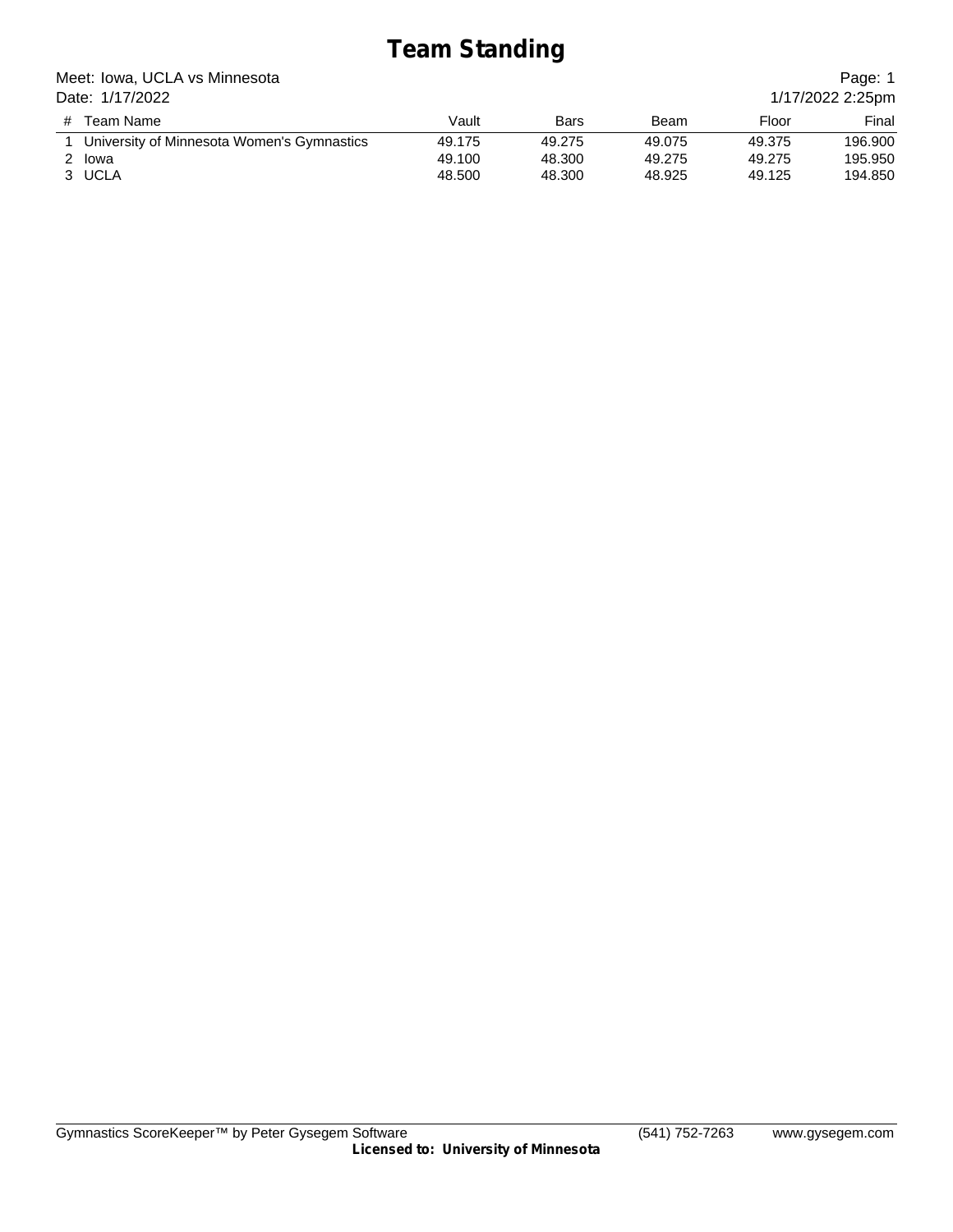# Team Standing

Meet: Iowa, UCLA vs Minnesota

Date: 1/17/2022

1/17/2022 2:25pm

| # | Team Name | Vault | Bars | Beam | Floor | Final |
|---|---|---|---|---|---|---|
| 1 | University of Minnesota Women's Gymnastics | 49.175 | 49.275 | 49.075 | 49.375 | 196.900 |
| 2 | Iowa | 49.100 | 48.300 | 49.275 | 49.275 | 195.950 |
| 3 | UCLA | 48.500 | 48.300 | 48.925 | 49.125 | 194.850 |

Gymnastics ScoreKeeper™ by Peter Gysegem Software (541) 752-7263 www.gysegem.com

**Licensed to: University of Minnesota**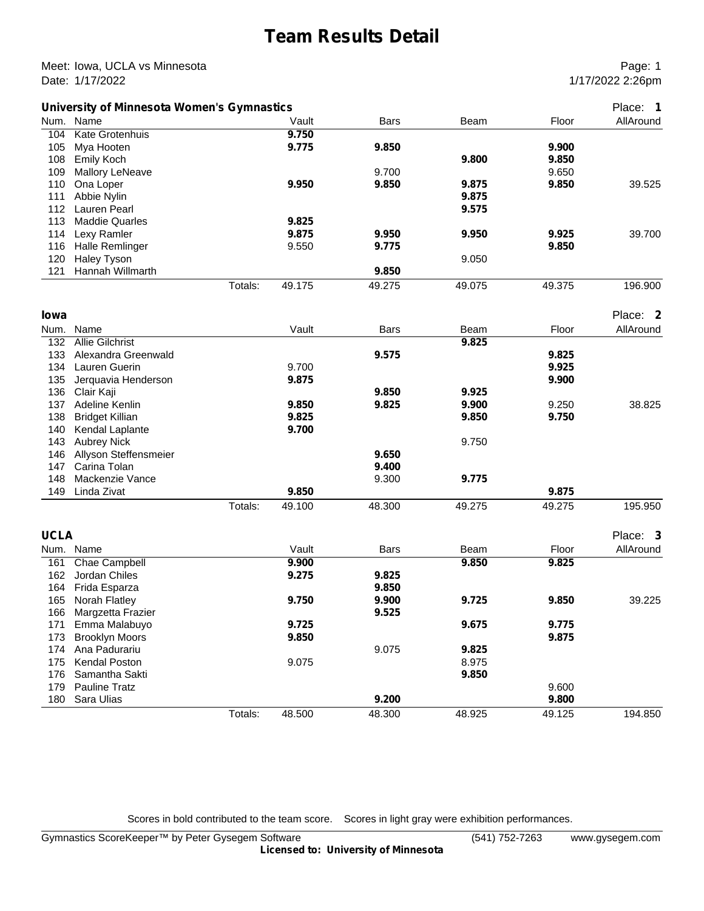# Team Results Detail

Meet: Iowa, UCLA vs Minnesota
Date: 1/17/2022

1/17/2022 2:26pm

## University of Minnesota Women's Gymnastics — Place: 1

| Num. | Name | Vault | Bars | Beam | Floor | AllAround |
|---|---|---|---|---|---|---|
| 104 | Kate Grotenhuis | **9.750** | | | | |
| 105 | Mya Hooten | **9.775** | **9.850** | | **9.900** | |
| 108 | Emily Koch | | | **9.800** | **9.850** | |
| 109 | Mallory LeNeave | | 9.700 | | 9.650 | |
| 110 | Ona Loper | **9.950** | **9.850** | **9.875** | **9.850** | 39.525 |
| 111 | Abbie Nylin | | | **9.875** | | |
| 112 | Lauren Pearl | | | **9.575** | | |
| 113 | Maddie Quarles | **9.825** | | | | |
| 114 | Lexy Ramler | **9.875** | **9.950** | **9.950** | **9.925** | 39.700 |
| 116 | Halle Remlinger | 9.550 | **9.775** | | **9.850** | |
| 120 | Haley Tyson | | | 9.050 | | |
| 121 | Hannah Willmarth | | **9.850** | | | |
| | Totals: | 49.175 | 49.275 | 49.075 | 49.375 | 196.900 |

## Iowa — Place: 2

| Num. | Name | Vault | Bars | Beam | Floor | AllAround |
|---|---|---|---|---|---|---|
| 132 | Allie Gilchrist | | | **9.825** | | |
| 133 | Alexandra Greenwald | | **9.575** | | **9.825** | |
| 134 | Lauren Guerin | 9.700 | | | **9.925** | |
| 135 | Jerquavia Henderson | **9.875** | | | **9.900** | |
| 136 | Clair Kaji | | **9.850** | **9.925** | | |
| 137 | Adeline Kenlin | **9.850** | **9.825** | **9.900** | 9.250 | 38.825 |
| 138 | Bridget Killian | **9.825** | | **9.850** | **9.750** | |
| 140 | Kendal Laplante | **9.700** | | | | |
| 143 | Aubrey Nick | | | 9.750 | | |
| 146 | Allyson Steffensmeier | | **9.650** | | | |
| 147 | Carina Tolan | | **9.400** | | | |
| 148 | Mackenzie Vance | | 9.300 | **9.775** | | |
| 149 | Linda Zivat | **9.850** | | | **9.875** | |
| | Totals: | 49.100 | 48.300 | 49.275 | 49.275 | 195.950 |

## UCLA — Place: 3

| Num. | Name | Vault | Bars | Beam | Floor | AllAround |
|---|---|---|---|---|---|---|
| 161 | Chae Campbell | **9.900** | | **9.850** | **9.825** | |
| 162 | Jordan Chiles | **9.275** | **9.825** | | | |
| 164 | Frida Esparza | | **9.850** | | | |
| 165 | Norah Flatley | **9.750** | **9.900** | **9.725** | **9.850** | 39.225 |
| 166 | Margzetta Frazier | | **9.525** | | | |
| 171 | Emma Malabuyo | **9.725** | | **9.675** | **9.775** | |
| 173 | Brooklyn Moors | **9.850** | | | **9.875** | |
| 174 | Ana Padurariu | | 9.075 | **9.825** | | |
| 175 | Kendal Poston | 9.075 | | 8.975 | | |
| 176 | Samantha Sakti | | | **9.850** | | |
| 179 | Pauline Tratz | | | | 9.600 | |
| 180 | Sara Ulias | | **9.200** | | **9.800** | |
| | Totals: | 48.500 | 48.300 | 48.925 | 49.125 | 194.850 |

Scores in bold contributed to the team score. Scores in light gray were exhibition performances.

Gymnastics ScoreKeeper™ by Peter Gysegem Software (541) 752-7263 www.gysegem.com
**Licensed to: University of Minnesota**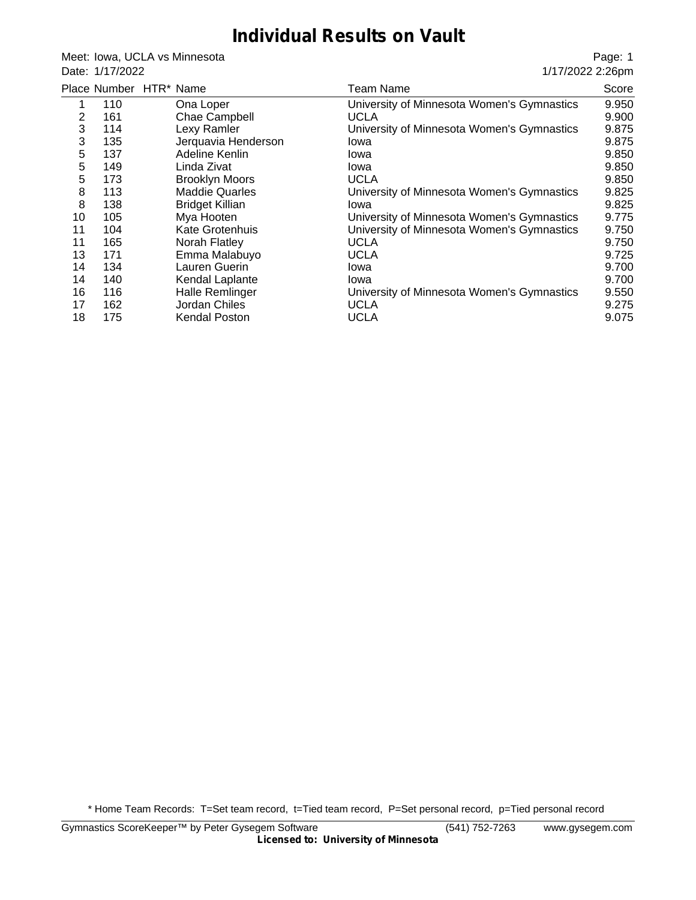# Individual Results on Vault

Meet: Iowa, UCLA vs Minnesota
Date: 1/17/2022

1/17/2022 2:26pm

| Place | Number | HTR* | Name | Team Name | Score |
|---|---|---|---|---|---|
| 1 | 110 | | Ona Loper | University of Minnesota Women's Gymnastics | 9.950 |
| 2 | 161 | | Chae Campbell | UCLA | 9.900 |
| 3 | 114 | | Lexy Ramler | University of Minnesota Women's Gymnastics | 9.875 |
| 3 | 135 | | Jerquavia Henderson | Iowa | 9.875 |
| 5 | 137 | | Adeline Kenlin | Iowa | 9.850 |
| 5 | 149 | | Linda Zivat | Iowa | 9.850 |
| 5 | 173 | | Brooklyn Moors | UCLA | 9.850 |
| 8 | 113 | | Maddie Quarles | University of Minnesota Women's Gymnastics | 9.825 |
| 8 | 138 | | Bridget Killian | Iowa | 9.825 |
| 10 | 105 | | Mya Hooten | University of Minnesota Women's Gymnastics | 9.775 |
| 11 | 104 | | Kate Grotenhuis | University of Minnesota Women's Gymnastics | 9.750 |
| 11 | 165 | | Norah Flatley | UCLA | 9.750 |
| 13 | 171 | | Emma Malabuyo | UCLA | 9.725 |
| 14 | 134 | | Lauren Guerin | Iowa | 9.700 |
| 14 | 140 | | Kendal Laplante | Iowa | 9.700 |
| 16 | 116 | | Halle Remlinger | University of Minnesota Women's Gymnastics | 9.550 |
| 17 | 162 | | Jordan Chiles | UCLA | 9.275 |
| 18 | 175 | | Kendal Poston | UCLA | 9.075 |

* Home Team Records: T=Set team record, t=Tied team record, P=Set personal record, p=Tied personal record

Gymnastics ScoreKeeper™ by Peter Gysegem Software (541) 752-7263 www.gysegem.com
**Licensed to: University of Minnesota**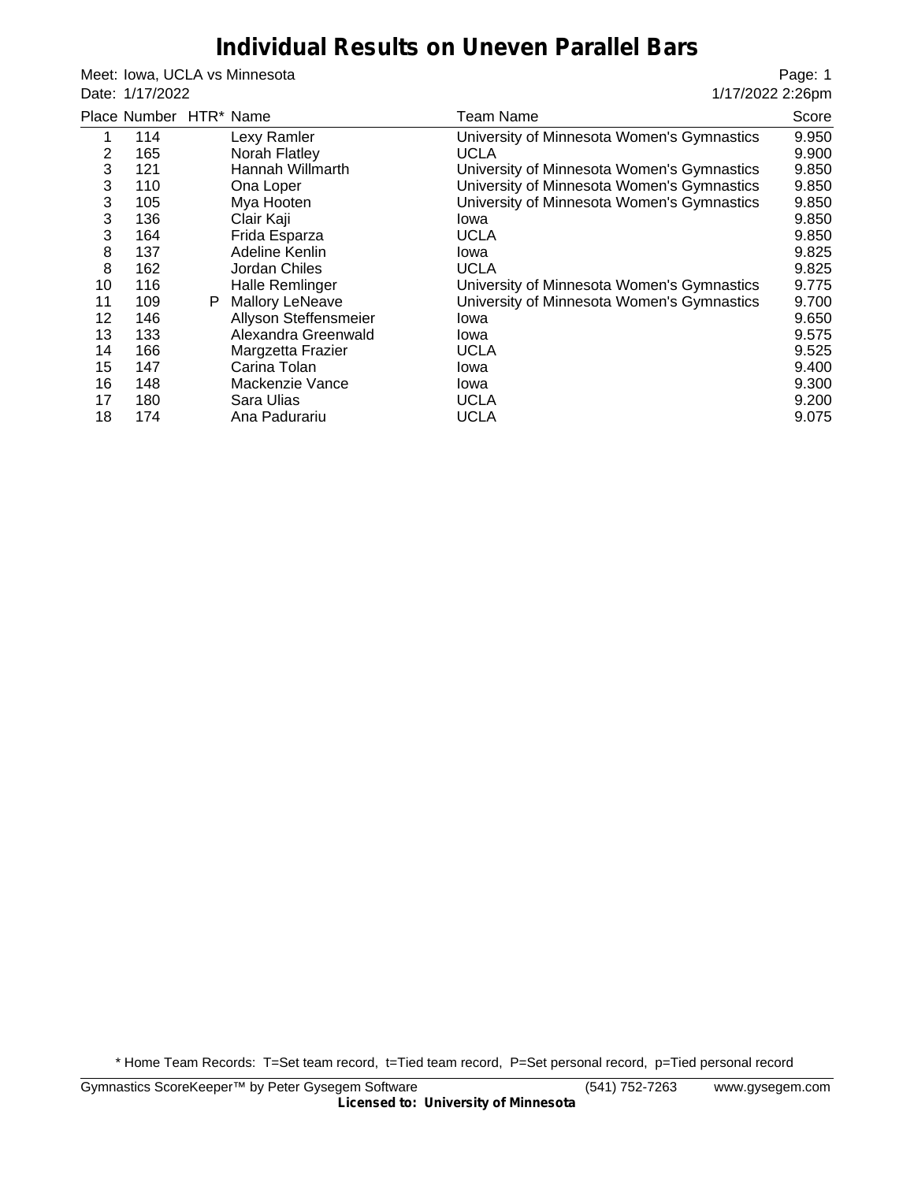# Individual Results on Uneven Parallel Bars

Meet: Iowa, UCLA vs Minnesota
Date: 1/17/2022

1/17/2022 2:26pm

| Place | Number | HTR* | Name | Team Name | Score |
|---|---|---|---|---|---|
| 1 | 114 | | Lexy Ramler | University of Minnesota Women's Gymnastics | 9.950 |
| 2 | 165 | | Norah Flatley | UCLA | 9.900 |
| 3 | 121 | | Hannah Willmarth | University of Minnesota Women's Gymnastics | 9.850 |
| 3 | 110 | | Ona Loper | University of Minnesota Women's Gymnastics | 9.850 |
| 3 | 105 | | Mya Hooten | University of Minnesota Women's Gymnastics | 9.850 |
| 3 | 136 | | Clair Kaji | Iowa | 9.850 |
| 3 | 164 | | Frida Esparza | UCLA | 9.850 |
| 8 | 137 | | Adeline Kenlin | Iowa | 9.825 |
| 8 | 162 | | Jordan Chiles | UCLA | 9.825 |
| 10 | 116 | | Halle Remlinger | University of Minnesota Women's Gymnastics | 9.775 |
| 11 | 109 | P | Mallory LeNeave | University of Minnesota Women's Gymnastics | 9.700 |
| 12 | 146 | | Allyson Steffensmeier | Iowa | 9.650 |
| 13 | 133 | | Alexandra Greenwald | Iowa | 9.575 |
| 14 | 166 | | Margzetta Frazier | UCLA | 9.525 |
| 15 | 147 | | Carina Tolan | Iowa | 9.400 |
| 16 | 148 | | Mackenzie Vance | Iowa | 9.300 |
| 17 | 180 | | Sara Ulias | UCLA | 9.200 |
| 18 | 174 | | Ana Padurariu | UCLA | 9.075 |

* Home Team Records: T=Set team record, t=Tied team record, P=Set personal record, p=Tied personal record

Gymnastics ScoreKeeper™ by Peter Gysegem Software (541) 752-7263 www.gysegem.com

**Licensed to: University of Minnesota**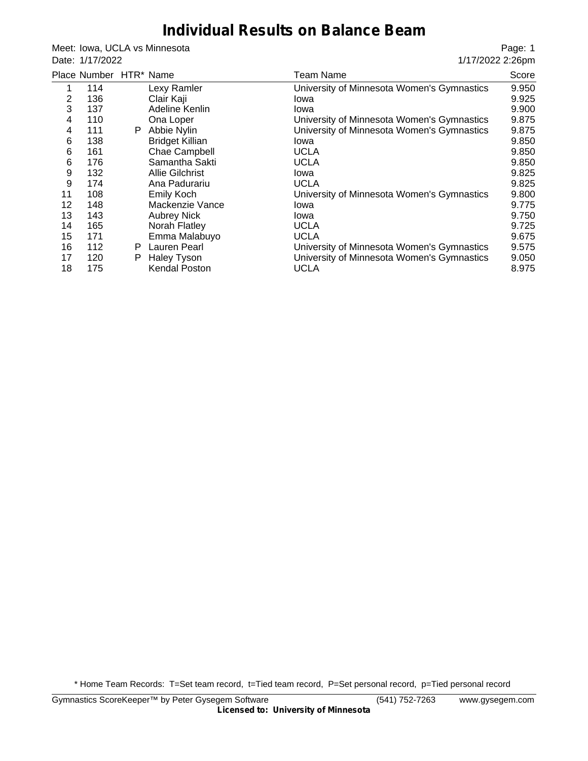# Individual Results on Balance Beam

Meet: Iowa, UCLA vs Minnesota
Date: 1/17/2022

1/17/2022 2:26pm

| Place | Number | HTR* | Name | Team Name | Score |
|---|---|---|---|---|---|
| 1 | 114 | | Lexy Ramler | University of Minnesota Women's Gymnastics | 9.950 |
| 2 | 136 | | Clair Kaji | Iowa | 9.925 |
| 3 | 137 | | Adeline Kenlin | Iowa | 9.900 |
| 4 | 110 | | Ona Loper | University of Minnesota Women's Gymnastics | 9.875 |
| 4 | 111 | P | Abbie Nylin | University of Minnesota Women's Gymnastics | 9.875 |
| 6 | 138 | | Bridget Killian | Iowa | 9.850 |
| 6 | 161 | | Chae Campbell | UCLA | 9.850 |
| 6 | 176 | | Samantha Sakti | UCLA | 9.850 |
| 9 | 132 | | Allie Gilchrist | Iowa | 9.825 |
| 9 | 174 | | Ana Padurariu | UCLA | 9.825 |
| 11 | 108 | | Emily Koch | University of Minnesota Women's Gymnastics | 9.800 |
| 12 | 148 | | Mackenzie Vance | Iowa | 9.775 |
| 13 | 143 | | Aubrey Nick | Iowa | 9.750 |
| 14 | 165 | | Norah Flatley | UCLA | 9.725 |
| 15 | 171 | | Emma Malabuyo | UCLA | 9.675 |
| 16 | 112 | P | Lauren Pearl | University of Minnesota Women's Gymnastics | 9.575 |
| 17 | 120 | P | Haley Tyson | University of Minnesota Women's Gymnastics | 9.050 |
| 18 | 175 | | Kendal Poston | UCLA | 8.975 |

* Home Team Records: T=Set team record, t=Tied team record, P=Set personal record, p=Tied personal record

Gymnastics ScoreKeeper™ by Peter Gysegem Software (541) 752-7263 www.gysegem.com
**Licensed to: University of Minnesota**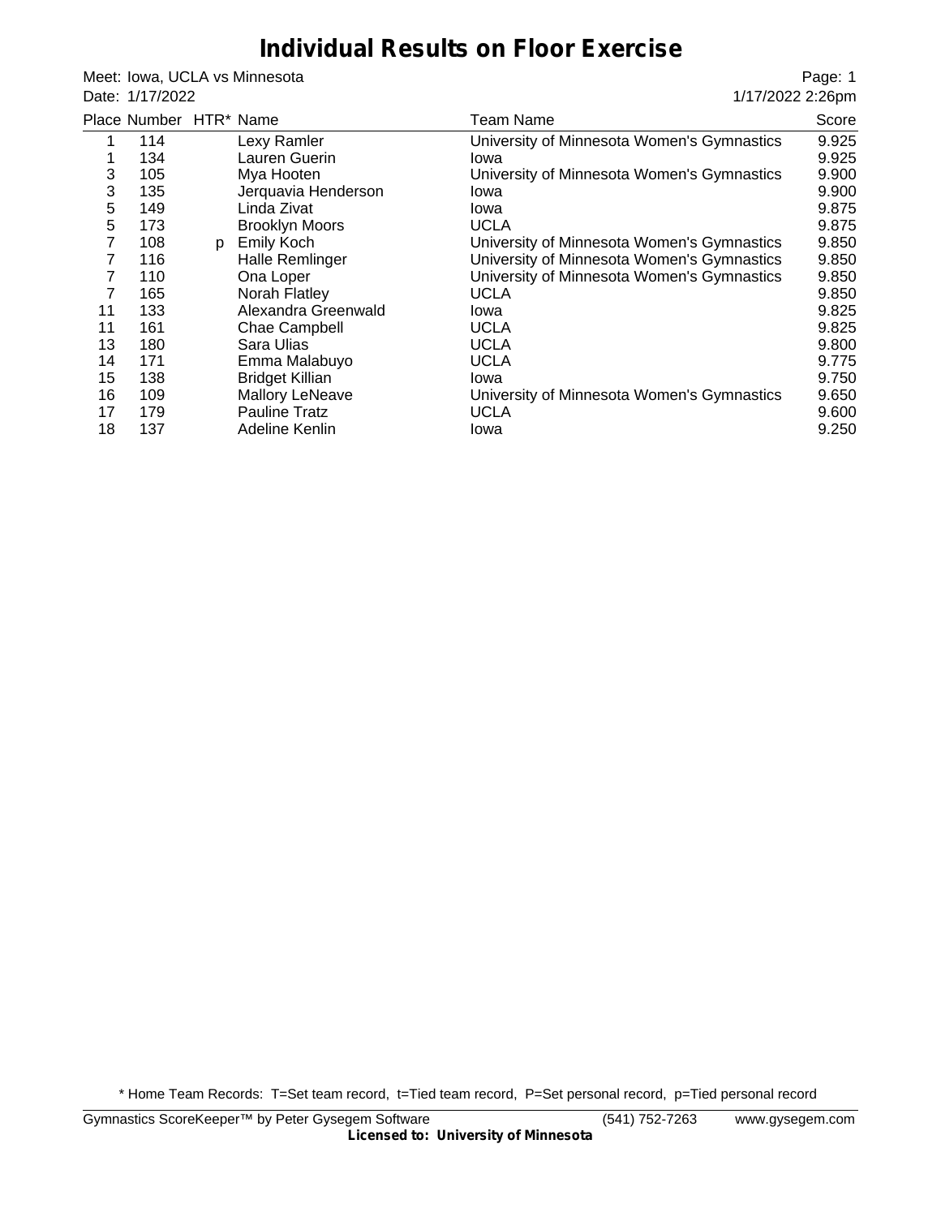# Individual Results on Floor Exercise

Meet: Iowa, UCLA vs Minnesota
Date: 1/17/2022

1/17/2022 2:26pm

| Place | Number | HTR* | Name | Team Name | Score |
|---|---|---|---|---|---|
| 1 | 114 | | Lexy Ramler | University of Minnesota Women's Gymnastics | 9.925 |
| 1 | 134 | | Lauren Guerin | Iowa | 9.925 |
| 3 | 105 | | Mya Hooten | University of Minnesota Women's Gymnastics | 9.900 |
| 3 | 135 | | Jerquavia Henderson | Iowa | 9.900 |
| 5 | 149 | | Linda Zivat | Iowa | 9.875 |
| 5 | 173 | | Brooklyn Moors | UCLA | 9.875 |
| 7 | 108 | p | Emily Koch | University of Minnesota Women's Gymnastics | 9.850 |
| 7 | 116 | | Halle Remlinger | University of Minnesota Women's Gymnastics | 9.850 |
| 7 | 110 | | Ona Loper | University of Minnesota Women's Gymnastics | 9.850 |
| 7 | 165 | | Norah Flatley | UCLA | 9.850 |
| 11 | 133 | | Alexandra Greenwald | Iowa | 9.825 |
| 11 | 161 | | Chae Campbell | UCLA | 9.825 |
| 13 | 180 | | Sara Ulias | UCLA | 9.800 |
| 14 | 171 | | Emma Malabuyo | UCLA | 9.775 |
| 15 | 138 | | Bridget Killian | Iowa | 9.750 |
| 16 | 109 | | Mallory LeNeave | University of Minnesota Women's Gymnastics | 9.650 |
| 17 | 179 | | Pauline Tratz | UCLA | 9.600 |
| 18 | 137 | | Adeline Kenlin | Iowa | 9.250 |

* Home Team Records: T=Set team record, t=Tied team record, P=Set personal record, p=Tied personal record

Gymnastics ScoreKeeper™ by Peter Gysegem Software (541) 752-7263 www.gysegem.com
**Licensed to: University of Minnesota**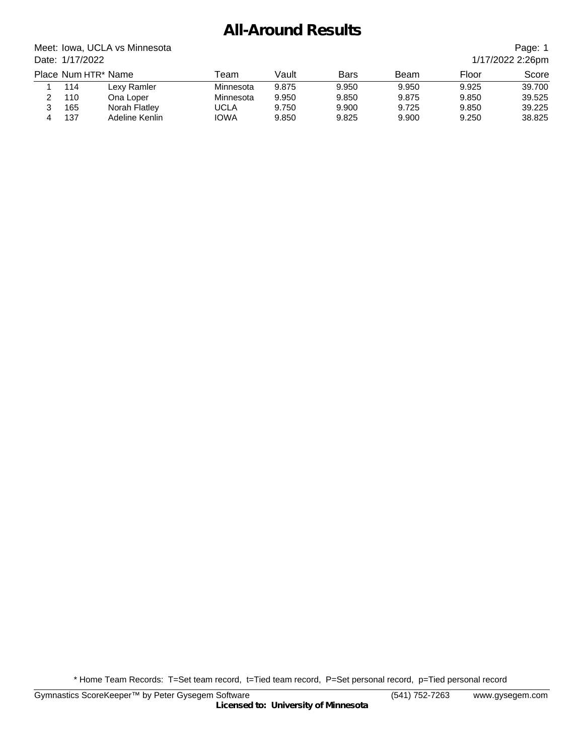# All-Around Results

Meet: Iowa, UCLA vs Minnesota
Date: 1/17/2022

1/17/2022 2:26pm

| Place | Num | HTR* | Name | Team | Vault | Bars | Beam | Floor | Score |
|---|---|---|---|---|---|---|---|---|---|
| 1 | 114 | | Lexy Ramler | Minnesota | 9.875 | 9.950 | 9.950 | 9.925 | 39.700 |
| 2 | 110 | | Ona Loper | Minnesota | 9.950 | 9.850 | 9.875 | 9.850 | 39.525 |
| 3 | 165 | | Norah Flatley | UCLA | 9.750 | 9.900 | 9.725 | 9.850 | 39.225 |
| 4 | 137 | | Adeline Kenlin | IOWA | 9.850 | 9.825 | 9.900 | 9.250 | 38.825 |

* Home Team Records: T=Set team record, t=Tied team record, P=Set personal record, p=Tied personal record

Gymnastics ScoreKeeper™ by Peter Gysegem Software (541) 752-7263 www.gysegem.com

**Licensed to: University of Minnesota**